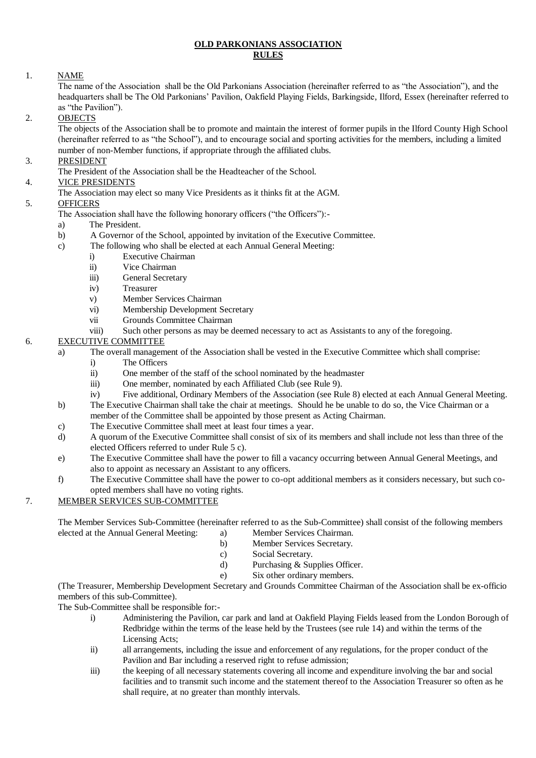# OLD PARKONIANS ASSOCIATION
## RULES

1. NAME

   The name of the Association shall be the Old Parkonians Association (hereinafter referred to as "the Association"), and the headquarters shall be The Old Parkonians' Pavilion, Oakfield Playing Fields, Barkingside, Ilford, Essex (hereinafter referred to as "the Pavilion").

2. OBJECTS

   The objects of the Association shall be to promote and maintain the interest of former pupils in the Ilford County High School (hereinafter referred to as "the School"), and to encourage social and sporting activities for the members, including a limited number of non-Member functions, if appropriate through the affiliated clubs.

3. PRESIDENT

   The President of the Association shall be the Headteacher of the School.

4. VICE PRESIDENTS

   The Association may elect so many Vice Presidents as it thinks fit at the AGM.

5. OFFICERS

   The Association shall have the following honorary officers ("the Officers"):-
   - a) The President.
   - b) A Governor of the School, appointed by invitation of the Executive Committee.
   - c) The following who shall be elected at each Annual General Meeting:
     - i) Executive Chairman
     - ii) Vice Chairman
     - iii) General Secretary
     - iv) Treasurer
     - v) Member Services Chairman
     - vi) Membership Development Secretary
     - vii Grounds Committee Chairman
     - viii) Such other persons as may be deemed necessary to act as Assistants to any of the foregoing.

6. EXECUTIVE COMMITTEE
   - a) The overall management of the Association shall be vested in the Executive Committee which shall comprise:
     - i) The Officers
     - ii) One member of the staff of the school nominated by the headmaster
     - iii) One member, nominated by each Affiliated Club (see Rule 9).
     - iv) Five additional, Ordinary Members of the Association (see Rule 8) elected at each Annual General Meeting.
   - b) The Executive Chairman shall take the chair at meetings. Should he be unable to do so, the Vice Chairman or a member of the Committee shall be appointed by those present as Acting Chairman.
   - c) The Executive Committee shall meet at least four times a year.
   - d) A quorum of the Executive Committee shall consist of six of its members and shall include not less than three of the elected Officers referred to under Rule 5 c).
   - e) The Executive Committee shall have the power to fill a vacancy occurring between Annual General Meetings, and also to appoint as necessary an Assistant to any officers.
   - f) The Executive Committee shall have the power to co-opt additional members as it considers necessary, but such co-opted members shall have no voting rights.

7. MEMBER SERVICES SUB-COMMITTEE

   The Member Services Sub-Committee (hereinafter referred to as the Sub-Committee) shall consist of the following members elected at the Annual General Meeting:
   - a) Member Services Chairman.
   - b) Member Services Secretary.
   - c) Social Secretary.
   - d) Purchasing & Supplies Officer.
   - e) Six other ordinary members.

   (The Treasurer, Membership Development Secretary and Grounds Committee Chairman of the Association shall be ex-officio members of this sub-Committee).

   The Sub-Committee shall be responsible for:-
   - i) Administering the Pavilion, car park and land at Oakfield Playing Fields leased from the London Borough of Redbridge within the terms of the lease held by the Trustees (see rule 14) and within the terms of the Licensing Acts;
   - ii) all arrangements, including the issue and enforcement of any regulations, for the proper conduct of the Pavilion and Bar including a reserved right to refuse admission;
   - iii) the keeping of all necessary statements covering all income and expenditure involving the bar and social facilities and to transmit such income and the statement thereof to the Association Treasurer so often as he shall require, at no greater than monthly intervals.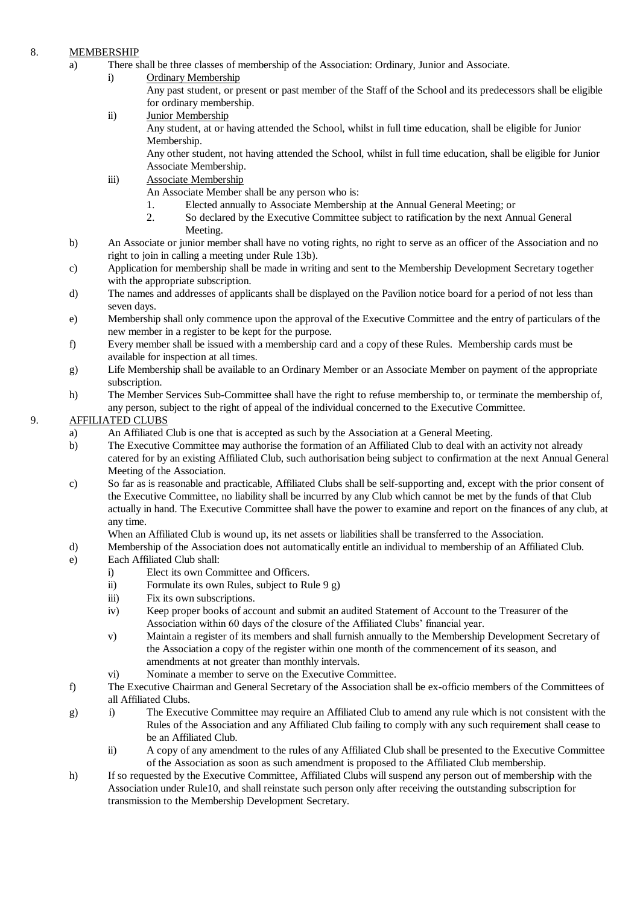8. <u>MEMBERSHIP</u>

a) There shall be three classes of membership of the Association: Ordinary, Junior and Associate.

 i) <u>Ordinary Membership</u>
 Any past student, or present or past member of the Staff of the School and its predecessors shall be eligible for ordinary membership.

 ii) <u>Junior Membership</u>
 Any student, at or having attended the School, whilst in full time education, shall be eligible for Junior Membership.
 Any other student, not having attended the School, whilst in full time education, shall be eligible for Junior Associate Membership.

 iii) <u>Associate Membership</u>
 An Associate Member shall be any person who is:
 1. Elected annually to Associate Membership at the Annual General Meeting; or
 2. So declared by the Executive Committee subject to ratification by the next Annual General Meeting.

b) An Associate or junior member shall have no voting rights, no right to serve as an officer of the Association and no right to join in calling a meeting under Rule 13b).

c) Application for membership shall be made in writing and sent to the Membership Development Secretary together with the appropriate subscription.

d) The names and addresses of applicants shall be displayed on the Pavilion notice board for a period of not less than seven days.

e) Membership shall only commence upon the approval of the Executive Committee and the entry of particulars of the new member in a register to be kept for the purpose.

f) Every member shall be issued with a membership card and a copy of these Rules. Membership cards must be available for inspection at all times.

g) Life Membership shall be available to an Ordinary Member or an Associate Member on payment of the appropriate subscription.

h) The Member Services Sub-Committee shall have the right to refuse membership to, or terminate the membership of, any person, subject to the right of appeal of the individual concerned to the Executive Committee.

9. <u>AFFILIATED CLUBS</u>

a) An Affiliated Club is one that is accepted as such by the Association at a General Meeting.

b) The Executive Committee may authorise the formation of an Affiliated Club to deal with an activity not already catered for by an existing Affiliated Club, such authorisation being subject to confirmation at the next Annual General Meeting of the Association.

c) So far as is reasonable and practicable, Affiliated Clubs shall be self-supporting and, except with the prior consent of the Executive Committee, no liability shall be incurred by any Club which cannot be met by the funds of that Club actually in hand. The Executive Committee shall have the power to examine and report on the finances of any club, at any time.
 When an Affiliated Club is wound up, its net assets or liabilities shall be transferred to the Association.

d) Membership of the Association does not automatically entitle an individual to membership of an Affiliated Club.

e) Each Affiliated Club shall:
 i) Elect its own Committee and Officers.
 ii) Formulate its own Rules, subject to Rule 9 g)
 iii) Fix its own subscriptions.
 iv) Keep proper books of account and submit an audited Statement of Account to the Treasurer of the Association within 60 days of the closure of the Affiliated Clubs' financial year.
 v) Maintain a register of its members and shall furnish annually to the Membership Development Secretary of the Association a copy of the register within one month of the commencement of its season, and amendments at not greater than monthly intervals.
 vi) Nominate a member to serve on the Executive Committee.

f) The Executive Chairman and General Secretary of the Association shall be ex-officio members of the Committees of all Affiliated Clubs.

g) i) The Executive Committee may require an Affiliated Club to amend any rule which is not consistent with the Rules of the Association and any Affiliated Club failing to comply with any such requirement shall cease to be an Affiliated Club.
 ii) A copy of any amendment to the rules of any Affiliated Club shall be presented to the Executive Committee of the Association as soon as such amendment is proposed to the Affiliated Club membership.

h) If so requested by the Executive Committee, Affiliated Clubs will suspend any person out of membership with the Association under Rule10, and shall reinstate such person only after receiving the outstanding subscription for transmission to the Membership Development Secretary.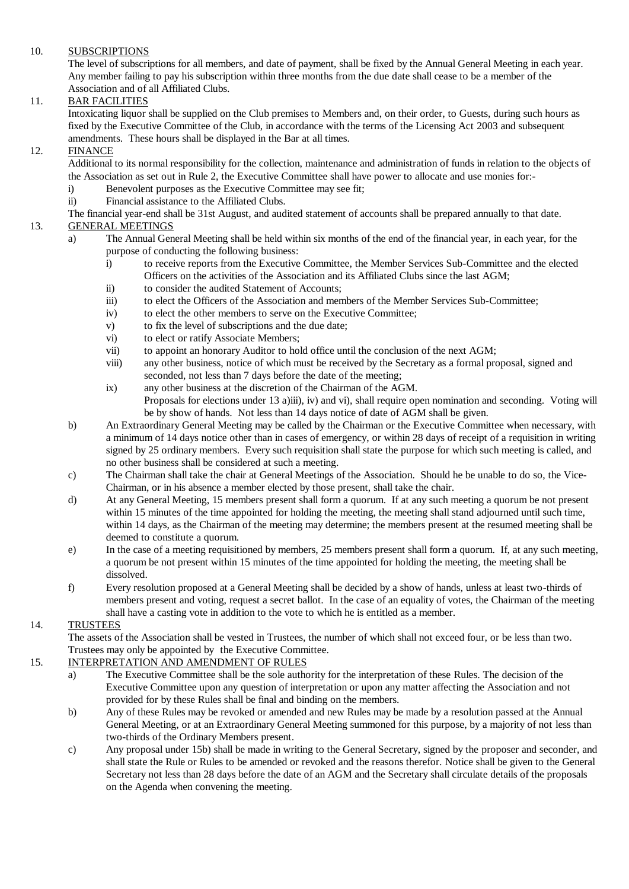## 10. SUBSCRIPTIONS

The level of subscriptions for all members, and date of payment, shall be fixed by the Annual General Meeting in each year. Any member failing to pay his subscription within three months from the due date shall cease to be a member of the Association and of all Affiliated Clubs.

## 11. BAR FACILITIES

Intoxicating liquor shall be supplied on the Club premises to Members and, on their order, to Guests, during such hours as fixed by the Executive Committee of the Club, in accordance with the terms of the Licensing Act 2003 and subsequent amendments. These hours shall be displayed in the Bar at all times.

## 12. FINANCE

Additional to its normal responsibility for the collection, maintenance and administration of funds in relation to the objects of the Association as set out in Rule 2, the Executive Committee shall have power to allocate and use monies for:-

- i) Benevolent purposes as the Executive Committee may see fit;
- ii) Financial assistance to the Affiliated Clubs.

The financial year-end shall be 31st August, and audited statement of accounts shall be prepared annually to that date.

## 13. GENERAL MEETINGS

a) The Annual General Meeting shall be held within six months of the end of the financial year, in each year, for the purpose of conducting the following business:

- i) to receive reports from the Executive Committee, the Member Services Sub-Committee and the elected Officers on the activities of the Association and its Affiliated Clubs since the last AGM;
- ii) to consider the audited Statement of Accounts;
- iii) to elect the Officers of the Association and members of the Member Services Sub-Committee;
- iv) to elect the other members to serve on the Executive Committee;
- v) to fix the level of subscriptions and the due date;
- vi) to elect or ratify Associate Members;
- vii) to appoint an honorary Auditor to hold office until the conclusion of the next AGM;
- viii) any other business, notice of which must be received by the Secretary as a formal proposal, signed and seconded, not less than 7 days before the date of the meeting;
- ix) any other business at the discretion of the Chairman of the AGM.

Proposals for elections under 13 a)iii), iv) and vi), shall require open nomination and seconding. Voting will be by show of hands. Not less than 14 days notice of date of AGM shall be given.

b) An Extraordinary General Meeting may be called by the Chairman or the Executive Committee when necessary, with a minimum of 14 days notice other than in cases of emergency, or within 28 days of receipt of a requisition in writing signed by 25 ordinary members. Every such requisition shall state the purpose for which such meeting is called, and no other business shall be considered at such a meeting.

c) The Chairman shall take the chair at General Meetings of the Association. Should he be unable to do so, the Vice-Chairman, or in his absence a member elected by those present, shall take the chair.

d) At any General Meeting, 15 members present shall form a quorum. If at any such meeting a quorum be not present within 15 minutes of the time appointed for holding the meeting, the meeting shall stand adjourned until such time, within 14 days, as the Chairman of the meeting may determine; the members present at the resumed meeting shall be deemed to constitute a quorum.

e) In the case of a meeting requisitioned by members, 25 members present shall form a quorum. If, at any such meeting, a quorum be not present within 15 minutes of the time appointed for holding the meeting, the meeting shall be dissolved.

f) Every resolution proposed at a General Meeting shall be decided by a show of hands, unless at least two-thirds of members present and voting, request a secret ballot. In the case of an equality of votes, the Chairman of the meeting shall have a casting vote in addition to the vote to which he is entitled as a member.

## 14. TRUSTEES

The assets of the Association shall be vested in Trustees, the number of which shall not exceed four, or be less than two. Trustees may only be appointed by the Executive Committee.

## 15. INTERPRETATION AND AMENDMENT OF RULES

a) The Executive Committee shall be the sole authority for the interpretation of these Rules. The decision of the Executive Committee upon any question of interpretation or upon any matter affecting the Association and not provided for by these Rules shall be final and binding on the members.

b) Any of these Rules may be revoked or amended and new Rules may be made by a resolution passed at the Annual General Meeting, or at an Extraordinary General Meeting summoned for this purpose, by a majority of not less than two-thirds of the Ordinary Members present.

c) Any proposal under 15b) shall be made in writing to the General Secretary, signed by the proposer and seconder, and shall state the Rule or Rules to be amended or revoked and the reasons therefor. Notice shall be given to the General Secretary not less than 28 days before the date of an AGM and the Secretary shall circulate details of the proposals on the Agenda when convening the meeting.